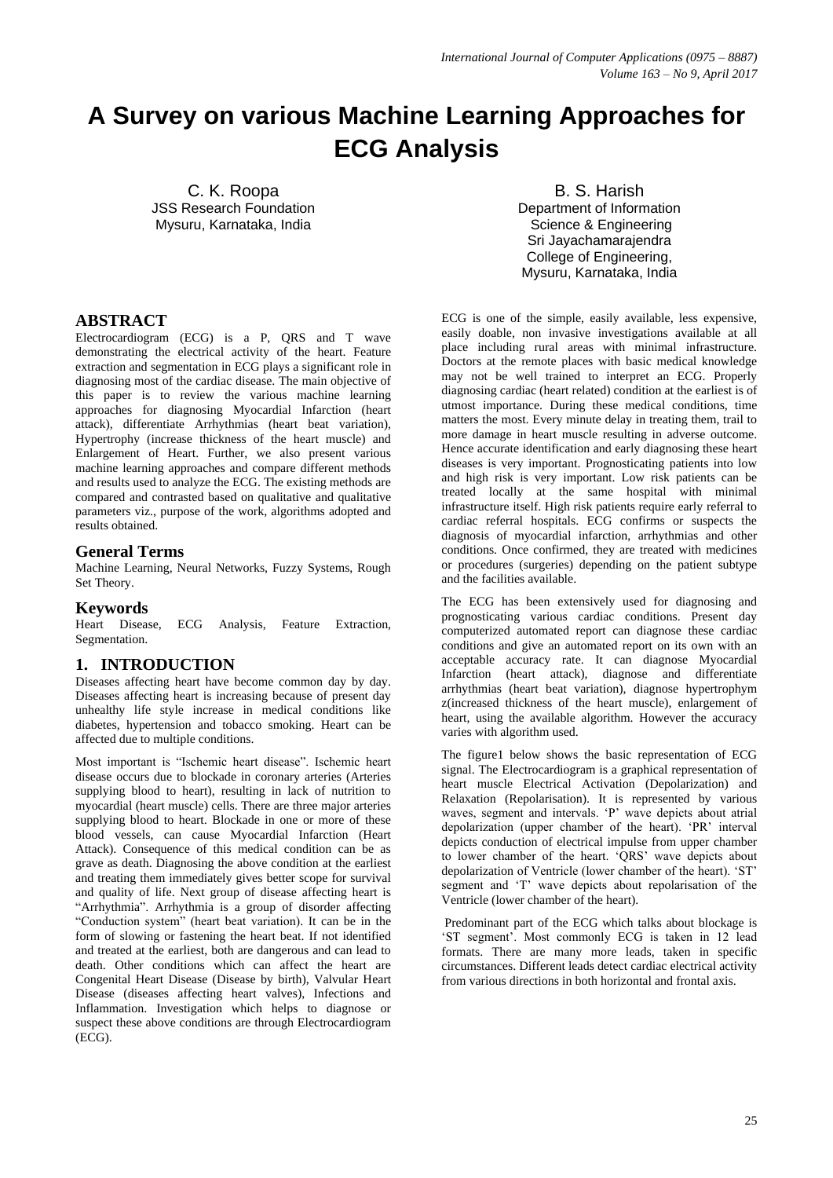# A Survey on various Machine Learning Approaches for ECG Analysis

C. K. Roopa
JSS Research Foundation
Mysuru, Karnataka, India

B. S. Harish
Department of Information Science & Engineering
Sri Jayachamarajendra College of Engineering,
Mysuru, Karnataka, India

## ABSTRACT

Electrocardiogram (ECG) is a P, QRS and T wave demonstrating the electrical activity of the heart. Feature extraction and segmentation in ECG plays a significant role in diagnosing most of the cardiac disease. The main objective of this paper is to review the various machine learning approaches for diagnosing Myocardial Infarction (heart attack), differentiate Arrhythmias (heart beat variation), Hypertrophy (increase thickness of the heart muscle) and Enlargement of Heart. Further, we also present various machine learning approaches and compare different methods and results used to analyze the ECG. The existing methods are compared and contrasted based on qualitative and qualitative parameters viz., purpose of the work, algorithms adopted and results obtained.

## General Terms

Machine Learning, Neural Networks, Fuzzy Systems, Rough Set Theory.

## Keywords

Heart Disease, ECG Analysis, Feature Extraction, Segmentation.

## 1. INTRODUCTION

Diseases affecting heart have become common day by day. Diseases affecting heart is increasing because of present day unhealthy life style increase in medical conditions like diabetes, hypertension and tobacco smoking. Heart can be affected due to multiple conditions.

Most important is "Ischemic heart disease". Ischemic heart disease occurs due to blockade in coronary arteries (Arteries supplying blood to heart), resulting in lack of nutrition to myocardial (heart muscle) cells. There are three major arteries supplying blood to heart. Blockade in one or more of these blood vessels, can cause Myocardial Infarction (Heart Attack). Consequence of this medical condition can be as grave as death. Diagnosing the above condition at the earliest and treating them immediately gives better scope for survival and quality of life. Next group of disease affecting heart is "Arrhythmia". Arrhythmia is a group of disorder affecting "Conduction system" (heart beat variation). It can be in the form of slowing or fastening the heart beat. If not identified and treated at the earliest, both are dangerous and can lead to death. Other conditions which can affect the heart are Congenital Heart Disease (Disease by birth), Valvular Heart Disease (diseases affecting heart valves), Infections and Inflammation. Investigation which helps to diagnose or suspect these above conditions are through Electrocardiogram (ECG).

ECG is one of the simple, easily available, less expensive, easily doable, non invasive investigations available at all place including rural areas with minimal infrastructure. Doctors at the remote places with basic medical knowledge may not be well trained to interpret an ECG. Properly diagnosing cardiac (heart related) condition at the earliest is of utmost importance. During these medical conditions, time matters the most. Every minute delay in treating them, trail to more damage in heart muscle resulting in adverse outcome. Hence accurate identification and early diagnosing these heart diseases is very important. Prognosticating patients into low and high risk is very important. Low risk patients can be treated locally at the same hospital with minimal infrastructure itself. High risk patients require early referral to cardiac referral hospitals. ECG confirms or suspects the diagnosis of myocardial infarction, arrhythmias and other conditions. Once confirmed, they are treated with medicines or procedures (surgeries) depending on the patient subtype and the facilities available.

The ECG has been extensively used for diagnosing and prognosticating various cardiac conditions. Present day computerized automated report can diagnose these cardiac conditions and give an automated report on its own with an acceptable accuracy rate. It can diagnose Myocardial Infarction (heart attack), diagnose and differentiate arrhythmias (heart beat variation), diagnose hypertrophym z(increased thickness of the heart muscle), enlargement of heart, using the available algorithm. However the accuracy varies with algorithm used.

The figure1 below shows the basic representation of ECG signal. The Electrocardiogram is a graphical representation of heart muscle Electrical Activation (Depolarization) and Relaxation (Repolarisation). It is represented by various waves, segment and intervals. 'P' wave depicts about atrial depolarization (upper chamber of the heart). 'PR' interval depicts conduction of electrical impulse from upper chamber to lower chamber of the heart. 'QRS' wave depicts about depolarization of Ventricle (lower chamber of the heart). 'ST' segment and 'T' wave depicts about repolarisation of the Ventricle (lower chamber of the heart).

Predominant part of the ECG which talks about blockage is 'ST segment'. Most commonly ECG is taken in 12 lead formats. There are many more leads, taken in specific circumstances. Different leads detect cardiac electrical activity from various directions in both horizontal and frontal axis.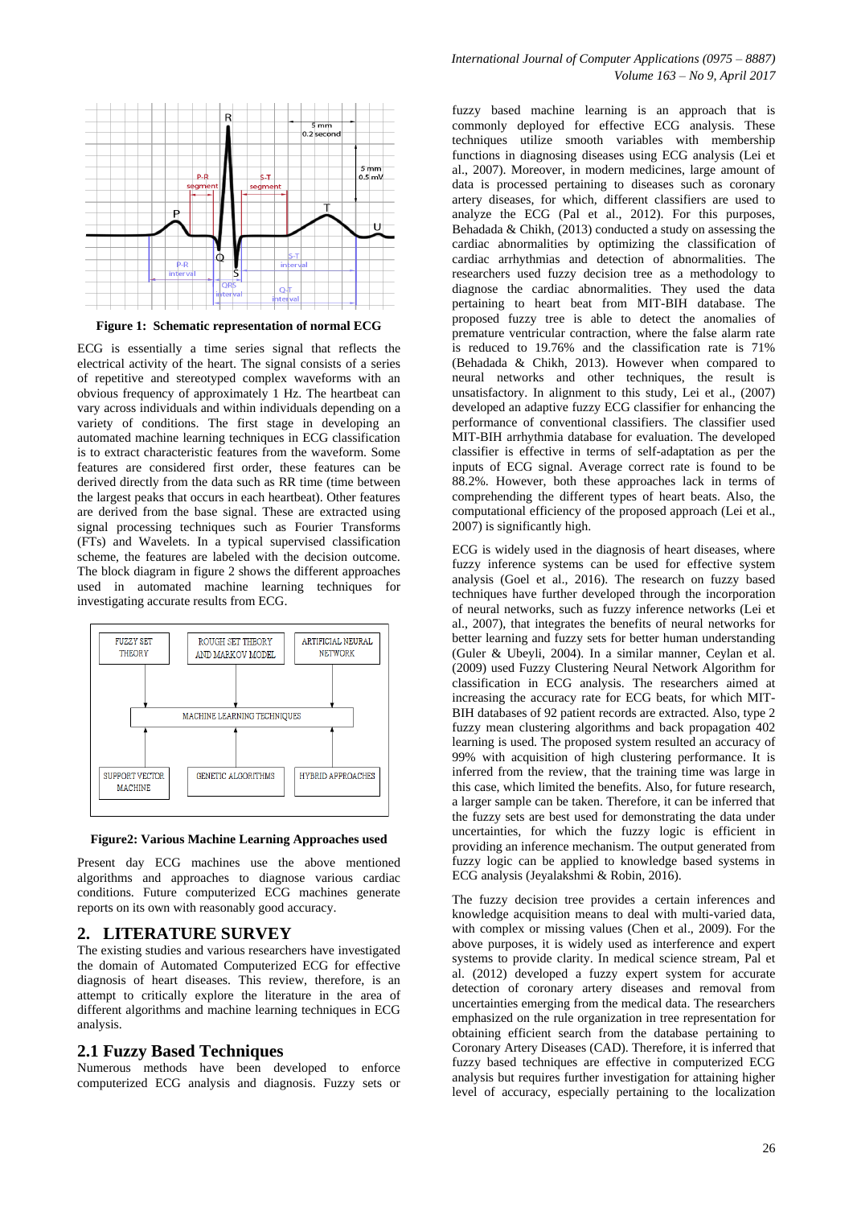R

5 mm
0.2 second

5 mm
0.5 mV

P-R
segment

S-T
segment

P

T

U

Q

S

P-R
interval

S-T
interval

QRS
interval

Q-T
interval

**Figure 1: Schematic representation of normal ECG**

ECG is essentially a time series signal that reflects the electrical activity of the heart. The signal consists of a series of repetitive and stereotyped complex waveforms with an obvious frequency of approximately 1 Hz. The heartbeat can vary across individuals and within individuals depending on a variety of conditions. The first stage in developing an automated machine learning techniques in ECG classification is to extract characteristic features from the waveform. Some features are considered first order, these features can be derived directly from the data such as RR time (time between the largest peaks that occurs in each heartbeat). Other features are derived from the base signal. These are extracted using signal processing techniques such as Fourier Transforms (FTs) and Wavelets. In a typical supervised classification scheme, the features are labeled with the decision outcome. The block diagram in figure 2 shows the different approaches used in automated machine learning techniques for investigating accurate results from ECG.

FUZZY SET THEORY

ROUGH SET THEORY AND MARKOV MODEL

ARTIFICIAL NEURAL NETWORK

MACHINE LEARNING TECHNIQUES

SUPPORT VECTOR MACHINE

GENETIC ALGORITHMS

HYBRID APPROACHES

**Figure2: Various Machine Learning Approaches used**

Present day ECG machines use the above mentioned algorithms and approaches to diagnose various cardiac conditions. Future computerized ECG machines generate reports on its own with reasonably good accuracy.

## 2. LITERATURE SURVEY

The existing studies and various researchers have investigated the domain of Automated Computerized ECG for effective diagnosis of heart diseases. This review, therefore, is an attempt to critically explore the literature in the area of different algorithms and machine learning techniques in ECG analysis.

### 2.1 Fuzzy Based Techniques

Numerous methods have been developed to enforce computerized ECG analysis and diagnosis. Fuzzy sets or fuzzy based machine learning is an approach that is commonly deployed for effective ECG analysis. These techniques utilize smooth variables with membership functions in diagnosing diseases using ECG analysis (Lei et al., 2007). Moreover, in modern medicines, large amount of data is processed pertaining to diseases such as coronary artery diseases, for which, different classifiers are used to analyze the ECG (Pal et al., 2012). For this purposes, Behadada & Chikh, (2013) conducted a study on assessing the cardiac abnormalities by optimizing the classification of cardiac arrhythmias and detection of abnormalities. The researchers used fuzzy decision tree as a methodology to diagnose the cardiac abnormalities. They used the data pertaining to heart beat from MIT-BIH database. The proposed fuzzy tree is able to detect the anomalies of premature ventricular contraction, where the false alarm rate is reduced to 19.76% and the classification rate is 71% (Behadada & Chikh, 2013). However when compared to neural networks and other techniques, the result is unsatisfactory. In alignment to this study, Lei et al., (2007) developed an adaptive fuzzy ECG classifier for enhancing the performance of conventional classifiers. The classifier used MIT-BIH arrhythmia database for evaluation. The developed classifier is effective in terms of self-adaptation as per the inputs of ECG signal. Average correct rate is found to be 88.2%. However, both these approaches lack in terms of comprehending the different types of heart beats. Also, the computational efficiency of the proposed approach (Lei et al., 2007) is significantly high.

ECG is widely used in the diagnosis of heart diseases, where fuzzy inference systems can be used for effective system analysis (Goel et al., 2016). The research on fuzzy based techniques have further developed through the incorporation of neural networks, such as fuzzy inference networks (Lei et al., 2007), that integrates the benefits of neural networks for better learning and fuzzy sets for better human understanding (Guler & Ubeyli, 2004). In a similar manner, Ceylan et al. (2009) used Fuzzy Clustering Neural Network Algorithm for classification in ECG analysis. The researchers aimed at increasing the accuracy rate for ECG beats, for which MIT-BIH databases of 92 patient records are extracted. Also, type 2 fuzzy mean clustering algorithms and back propagation 402 learning is used. The proposed system resulted an accuracy of 99% with acquisition of high clustering performance. It is inferred from the review, that the training time was large in this case, which limited the benefits. Also, for future research, a larger sample can be taken. Therefore, it can be inferred that the fuzzy sets are best used for demonstrating the data under uncertainties, for which the fuzzy logic is efficient in providing an inference mechanism. The output generated from fuzzy logic can be applied to knowledge based systems in ECG analysis (Jeyalakshmi & Robin, 2016).

The fuzzy decision tree provides a certain inferences and knowledge acquisition means to deal with multi-varied data, with complex or missing values (Chen et al., 2009). For the above purposes, it is widely used as interference and expert systems to provide clarity. In medical science stream, Pal et al. (2012) developed a fuzzy expert system for accurate detection of coronary artery diseases and removal from uncertainties emerging from the medical data. The researchers emphasized on the rule organization in tree representation for obtaining efficient search from the database pertaining to Coronary Artery Diseases (CAD). Therefore, it is inferred that fuzzy based techniques are effective in computerized ECG analysis but requires further investigation for attaining higher level of accuracy, especially pertaining to the localization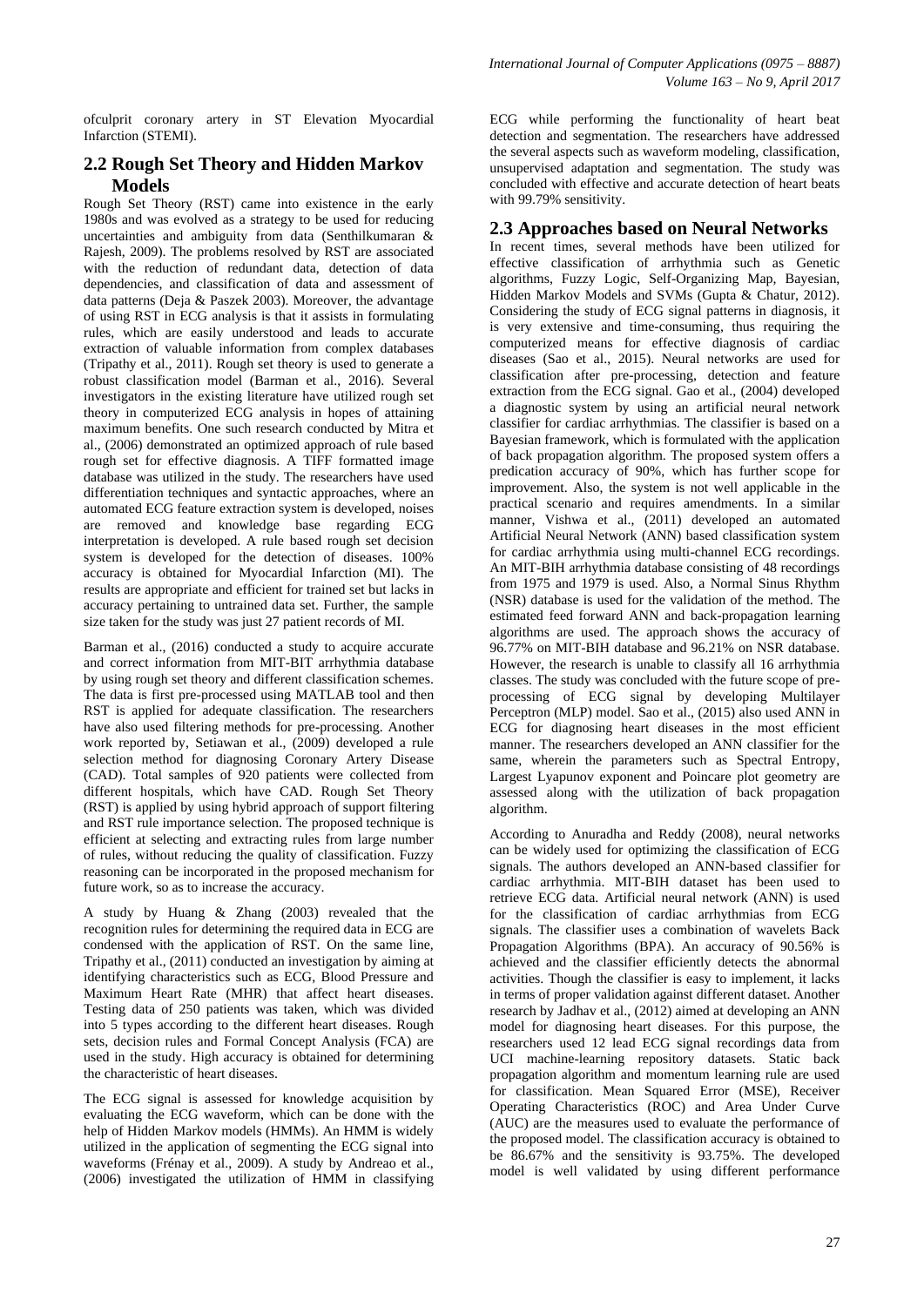ofculprit coronary artery in ST Elevation Myocardial Infarction (STEMI).

## 2.2 Rough Set Theory and Hidden Markov Models

Rough Set Theory (RST) came into existence in the early 1980s and was evolved as a strategy to be used for reducing uncertainties and ambiguity from data (Senthilkumaran & Rajesh, 2009). The problems resolved by RST are associated with the reduction of redundant data, detection of data dependencies, and classification of data and assessment of data patterns (Deja & Paszek 2003). Moreover, the advantage of using RST in ECG analysis is that it assists in formulating rules, which are easily understood and leads to accurate extraction of valuable information from complex databases (Tripathy et al., 2011). Rough set theory is used to generate a robust classification model (Barman et al., 2016). Several investigators in the existing literature have utilized rough set theory in computerized ECG analysis in hopes of attaining maximum benefits. One such research conducted by Mitra et al., (2006) demonstrated an optimized approach of rule based rough set for effective diagnosis. A TIFF formatted image database was utilized in the study. The researchers have used differentiation techniques and syntactic approaches, where an automated ECG feature extraction system is developed, noises are removed and knowledge base regarding ECG interpretation is developed. A rule based rough set decision system is developed for the detection of diseases. 100% accuracy is obtained for Myocardial Infarction (MI). The results are appropriate and efficient for trained set but lacks in accuracy pertaining to untrained data set. Further, the sample size taken for the study was just 27 patient records of MI.

Barman et al., (2016) conducted a study to acquire accurate and correct information from MIT-BIT arrhythmia database by using rough set theory and different classification schemes. The data is first pre-processed using MATLAB tool and then RST is applied for adequate classification. The researchers have also used filtering methods for pre-processing. Another work reported by, Setiawan et al., (2009) developed a rule selection method for diagnosing Coronary Artery Disease (CAD). Total samples of 920 patients were collected from different hospitals, which have CAD. Rough Set Theory (RST) is applied by using hybrid approach of support filtering and RST rule importance selection. The proposed technique is efficient at selecting and extracting rules from large number of rules, without reducing the quality of classification. Fuzzy reasoning can be incorporated in the proposed mechanism for future work, so as to increase the accuracy.

A study by Huang & Zhang (2003) revealed that the recognition rules for determining the required data in ECG are condensed with the application of RST. On the same line, Tripathy et al., (2011) conducted an investigation by aiming at identifying characteristics such as ECG, Blood Pressure and Maximum Heart Rate (MHR) that affect heart diseases. Testing data of 250 patients was taken, which was divided into 5 types according to the different heart diseases. Rough sets, decision rules and Formal Concept Analysis (FCA) are used in the study. High accuracy is obtained for determining the characteristic of heart diseases.

The ECG signal is assessed for knowledge acquisition by evaluating the ECG waveform, which can be done with the help of Hidden Markov models (HMMs). An HMM is widely utilized in the application of segmenting the ECG signal into waveforms (Frénay et al., 2009). A study by Andreao et al., (2006) investigated the utilization of HMM in classifying ECG while performing the functionality of heart beat detection and segmentation. The researchers have addressed the several aspects such as waveform modeling, classification, unsupervised adaptation and segmentation. The study was concluded with effective and accurate detection of heart beats with 99.79% sensitivity.

## 2.3 Approaches based on Neural Networks

In recent times, several methods have been utilized for effective classification of arrhythmia such as Genetic algorithms, Fuzzy Logic, Self-Organizing Map, Bayesian, Hidden Markov Models and SVMs (Gupta & Chatur, 2012). Considering the study of ECG signal patterns in diagnosis, it is very extensive and time-consuming, thus requiring the computerized means for effective diagnosis of cardiac diseases (Sao et al., 2015). Neural networks are used for classification after pre-processing, detection and feature extraction from the ECG signal. Gao et al., (2004) developed a diagnostic system by using an artificial neural network classifier for cardiac arrhythmias. The classifier is based on a Bayesian framework, which is formulated with the application of back propagation algorithm. The proposed system offers a predication accuracy of 90%, which has further scope for improvement. Also, the system is not well applicable in the practical scenario and requires amendments. In a similar manner, Vishwa et al., (2011) developed an automated Artificial Neural Network (ANN) based classification system for cardiac arrhythmia using multi-channel ECG recordings. An MIT-BIH arrhythmia database consisting of 48 recordings from 1975 and 1979 is used. Also, a Normal Sinus Rhythm (NSR) database is used for the validation of the method. The estimated feed forward ANN and back-propagation learning algorithms are used. The approach shows the accuracy of 96.77% on MIT-BIH database and 96.21% on NSR database. However, the research is unable to classify all 16 arrhythmia classes. The study was concluded with the future scope of pre-processing of ECG signal by developing Multilayer Perceptron (MLP) model. Sao et al., (2015) also used ANN in ECG for diagnosing heart diseases in the most efficient manner. The researchers developed an ANN classifier for the same, wherein the parameters such as Spectral Entropy, Largest Lyapunov exponent and Poincare plot geometry are assessed along with the utilization of back propagation algorithm.

According to Anuradha and Reddy (2008), neural networks can be widely used for optimizing the classification of ECG signals. The authors developed an ANN-based classifier for cardiac arrhythmia. MIT-BIH dataset has been used to retrieve ECG data. Artificial neural network (ANN) is used for the classification of cardiac arrhythmias from ECG signals. The classifier uses a combination of wavelets Back Propagation Algorithms (BPA). An accuracy of 90.56% is achieved and the classifier efficiently detects the abnormal activities. Though the classifier is easy to implement, it lacks in terms of proper validation against different dataset. Another research by Jadhav et al., (2012) aimed at developing an ANN model for diagnosing heart diseases. For this purpose, the researchers used 12 lead ECG signal recordings data from UCI machine-learning repository datasets. Static back propagation algorithm and momentum learning rule are used for classification. Mean Squared Error (MSE), Receiver Operating Characteristics (ROC) and Area Under Curve (AUC) are the measures used to evaluate the performance of the proposed model. The classification accuracy is obtained to be 86.67% and the sensitivity is 93.75%. The developed model is well validated by using different performance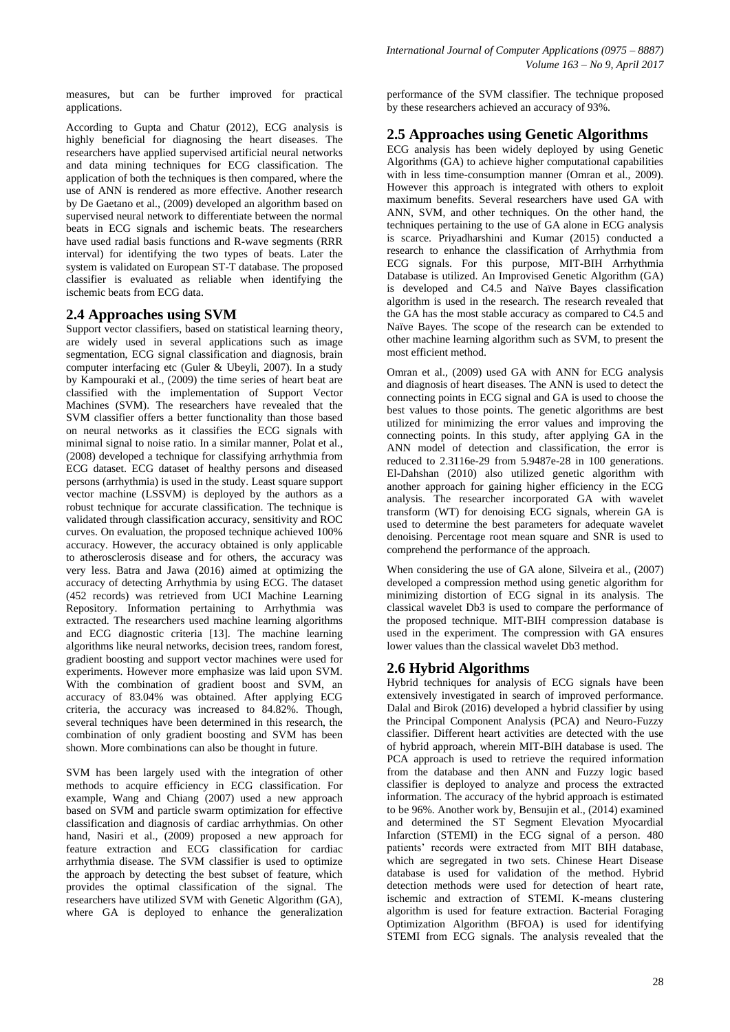measures, but can be further improved for practical applications.

According to Gupta and Chatur (2012), ECG analysis is highly beneficial for diagnosing the heart diseases. The researchers have applied supervised artificial neural networks and data mining techniques for ECG classification. The application of both the techniques is then compared, where the use of ANN is rendered as more effective. Another research by De Gaetano et al., (2009) developed an algorithm based on supervised neural network to differentiate between the normal beats in ECG signals and ischemic beats. The researchers have used radial basis functions and R-wave segments (RRR interval) for identifying the two types of beats. Later the system is validated on European ST-T database. The proposed classifier is evaluated as reliable when identifying the ischemic beats from ECG data.

## 2.4 Approaches using SVM

Support vector classifiers, based on statistical learning theory, are widely used in several applications such as image segmentation, ECG signal classification and diagnosis, brain computer interfacing etc (Guler & Ubeyli, 2007). In a study by Kampouraki et al., (2009) the time series of heart beat are classified with the implementation of Support Vector Machines (SVM). The researchers have revealed that the SVM classifier offers a better functionality than those based on neural networks as it classifies the ECG signals with minimal signal to noise ratio. In a similar manner, Polat et al., (2008) developed a technique for classifying arrhythmia from ECG dataset. ECG dataset of healthy persons and diseased persons (arrhythmia) is used in the study. Least square support vector machine (LSSVM) is deployed by the authors as a robust technique for accurate classification. The technique is validated through classification accuracy, sensitivity and ROC curves. On evaluation, the proposed technique achieved 100% accuracy. However, the accuracy obtained is only applicable to atherosclerosis disease and for others, the accuracy was very less. Batra and Jawa (2016) aimed at optimizing the accuracy of detecting Arrhythmia by using ECG. The dataset (452 records) was retrieved from UCI Machine Learning Repository. Information pertaining to Arrhythmia was extracted. The researchers used machine learning algorithms and ECG diagnostic criteria [13]. The machine learning algorithms like neural networks, decision trees, random forest, gradient boosting and support vector machines were used for experiments. However more emphasize was laid upon SVM. With the combination of gradient boost and SVM, an accuracy of 83.04% was obtained. After applying ECG criteria, the accuracy was increased to 84.82%. Though, several techniques have been determined in this research, the combination of only gradient boosting and SVM has been shown. More combinations can also be thought in future.

SVM has been largely used with the integration of other methods to acquire efficiency in ECG classification. For example, Wang and Chiang (2007) used a new approach based on SVM and particle swarm optimization for effective classification and diagnosis of cardiac arrhythmias. On other hand, Nasiri et al., (2009) proposed a new approach for feature extraction and ECG classification for cardiac arrhythmia disease. The SVM classifier is used to optimize the approach by detecting the best subset of feature, which provides the optimal classification of the signal. The researchers have utilized SVM with Genetic Algorithm (GA), where GA is deployed to enhance the generalization performance of the SVM classifier. The technique proposed by these researchers achieved an accuracy of 93%.

## 2.5 Approaches using Genetic Algorithms

ECG analysis has been widely deployed by using Genetic Algorithms (GA) to achieve higher computational capabilities with in less time-consumption manner (Omran et al., 2009). However this approach is integrated with others to exploit maximum benefits. Several researchers have used GA with ANN, SVM, and other techniques. On the other hand, the techniques pertaining to the use of GA alone in ECG analysis is scarce. Priyadharshini and Kumar (2015) conducted a research to enhance the classification of Arrhythmia from ECG signals. For this purpose, MIT-BIH Arrhythmia Database is utilized. An Improvised Genetic Algorithm (GA) is developed and C4.5 and Naïve Bayes classification algorithm is used in the research. The research revealed that the GA has the most stable accuracy as compared to C4.5 and Naïve Bayes. The scope of the research can be extended to other machine learning algorithm such as SVM, to present the most efficient method.

Omran et al., (2009) used GA with ANN for ECG analysis and diagnosis of heart diseases. The ANN is used to detect the connecting points in ECG signal and GA is used to choose the best values to those points. The genetic algorithms are best utilized for minimizing the error values and improving the connecting points. In this study, after applying GA in the ANN model of detection and classification, the error is reduced to 2.3116e-29 from 5.9487e-28 in 100 generations. El-Dahshan (2010) also utilized genetic algorithm with another approach for gaining higher efficiency in the ECG analysis. The researcher incorporated GA with wavelet transform (WT) for denoising ECG signals, wherein GA is used to determine the best parameters for adequate wavelet denoising. Percentage root mean square and SNR is used to comprehend the performance of the approach.

When considering the use of GA alone, Silveira et al., (2007) developed a compression method using genetic algorithm for minimizing distortion of ECG signal in its analysis. The classical wavelet Db3 is used to compare the performance of the proposed technique. MIT-BIH compression database is used in the experiment. The compression with GA ensures lower values than the classical wavelet Db3 method.

## 2.6 Hybrid Algorithms

Hybrid techniques for analysis of ECG signals have been extensively investigated in search of improved performance. Dalal and Birok (2016) developed a hybrid classifier by using the Principal Component Analysis (PCA) and Neuro-Fuzzy classifier. Different heart activities are detected with the use of hybrid approach, wherein MIT-BIH database is used. The PCA approach is used to retrieve the required information from the database and then ANN and Fuzzy logic based classifier is deployed to analyze and process the extracted information. The accuracy of the hybrid approach is estimated to be 96%. Another work by, Bensujin et al., (2014) examined and determined the ST Segment Elevation Myocardial Infarction (STEMI) in the ECG signal of a person. 480 patients' records were extracted from MIT BIH database, which are segregated in two sets. Chinese Heart Disease database is used for validation of the method. Hybrid detection methods were used for detection of heart rate, ischemic and extraction of STEMI. K-means clustering algorithm is used for feature extraction. Bacterial Foraging Optimization Algorithm (BFOA) is used for identifying STEMI from ECG signals. The analysis revealed that the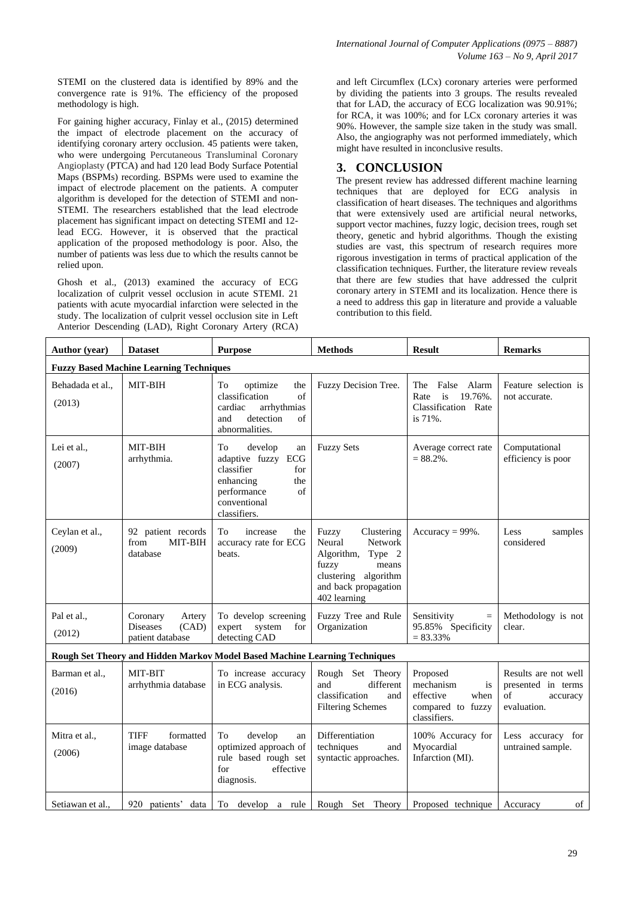STEMI on the clustered data is identified by 89% and the convergence rate is 91%. The efficiency of the proposed methodology is high.

For gaining higher accuracy, Finlay et al., (2015) determined the impact of electrode placement on the accuracy of identifying coronary artery occlusion. 45 patients were taken, who were undergoing Percutaneous Transluminal Coronary Angioplasty (PTCA) and had 120 lead Body Surface Potential Maps (BSPMs) recording. BSPMs were used to examine the impact of electrode placement on the patients. A computer algorithm is developed for the detection of STEMI and non-STEMI. The researchers established that the lead electrode placement has significant impact on detecting STEMI and 12-lead ECG. However, it is observed that the practical application of the proposed methodology is poor. Also, the number of patients was less due to which the results cannot be relied upon.

Ghosh et al., (2013) examined the accuracy of ECG localization of culprit vessel occlusion in acute STEMI. 21 patients with acute myocardial infarction were selected in the study. The localization of culprit vessel occlusion site in Left Anterior Descending (LAD), Right Coronary Artery (RCA) and left Circumflex (LCx) coronary arteries were performed by dividing the patients into 3 groups. The results revealed that for LAD, the accuracy of ECG localization was 90.91%; for RCA, it was 100%; and for LCx coronary arteries it was 90%. However, the sample size taken in the study was small. Also, the angiography was not performed immediately, which might have resulted in inconclusive results.

## 3. CONCLUSION

The present review has addressed different machine learning techniques that are deployed for ECG analysis in classification of heart diseases. The techniques and algorithms that were extensively used are artificial neural networks, support vector machines, fuzzy logic, decision trees, rough set theory, genetic and hybrid algorithms. Though the existing studies are vast, this spectrum of research requires more rigorous investigation in terms of practical application of the classification techniques. Further, the literature review reveals that there are few studies that have addressed the culprit coronary artery in STEMI and its localization. Hence there is a need to address this gap in literature and provide a valuable contribution to this field.

| Author (year) | Dataset | Purpose | Methods | Result | Remarks |
|---|---|---|---|---|---|
| **Fuzzy Based Machine Learning Techniques** | | | | | |
| Behadada et al., (2013) | MIT-BIH | To optimize the classification of cardiac arrhythmias and detection of abnormalities. | Fuzzy Decision Tree. | The False Alarm Rate is 19.76%. Classification Rate is 71%. | Feature selection is not accurate. |
| Lei et al., (2007) | MIT-BIH arrhythmia. | To develop an adaptive fuzzy ECG classifier for enhancing the performance of conventional classifiers. | Fuzzy Sets | Average correct rate = 88.2%. | Computational efficiency is poor |
| Ceylan et al., (2009) | 92 patient records from MIT-BIH database | To increase the accuracy rate for ECG beats. | Fuzzy Clustering Neural Network Algorithm, Type 2 fuzzy means clustering algorithm and back propagation 402 learning | Accuracy = 99%. | Less samples considered |
| Pal et al., (2012) | Coronary Artery Diseases (CAD) patient database | To develop screening expert system for detecting CAD | Fuzzy Tree and Rule Organization | Sensitivity = 95.85% Specificity = 83.33% | Methodology is not clear. |
| **Rough Set Theory and Hidden Markov Model Based Machine Learning Techniques** | | | | | |
| Barman et al., (2016) | MIT-BIT arrhythmia database | To increase accuracy in ECG analysis. | Rough Set Theory and different classification and Filtering Schemes | Proposed mechanism is effective when compared to fuzzy classifiers. | Results are not well presented in terms of accuracy evaluation. |
| Mitra et al., (2006) | TIFF formatted image database | To develop an optimized approach of rule based rough set for effective diagnosis. | Differentiation techniques and syntactic approaches. | 100% Accuracy for Myocardial Infarction (MI). | Less accuracy for untrained sample. |
| Setiawan et al., | 920 patients' data | To develop a rule | Rough Set Theory | Proposed technique | Accuracy of |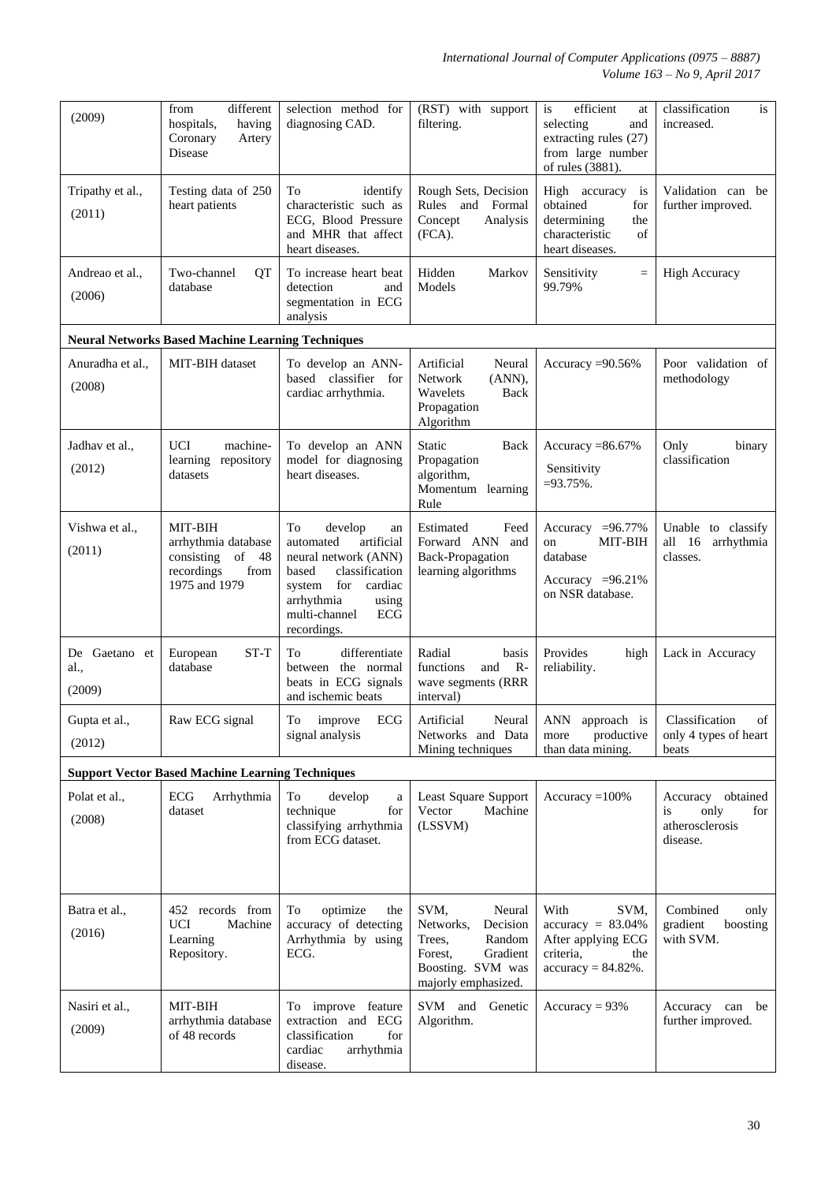| | | | | | |
|---|---|---|---|---|---|
| (2009) | from different hospitals, having Coronary Artery Disease | selection method for diagnosing CAD. | (RST) with support filtering. | is efficient at selecting and extracting rules (27) from large number of rules (3881). | classification is increased. |
| Tripathy et al., (2011) | Testing data of 250 heart patients | To identify characteristic such as ECG, Blood Pressure and MHR that affect heart diseases. | Rough Sets, Decision Rules and Formal Concept Analysis (FCA). | High accuracy is obtained for determining the characteristic of heart diseases. | Validation can be further improved. |
| Andreao et al., (2006) | Two-channel QT database | To increase heart beat detection and segmentation in ECG analysis | Hidden Markov Models | Sensitivity = 99.79% | High Accuracy |
| **Neural Networks Based Machine Learning Techniques** | | | | | |
| Anuradha et al., (2008) | MIT-BIH dataset | To develop an ANN-based classifier for cardiac arrhythmia. | Artificial Neural Network (ANN), Wavelets Back Propagation Algorithm | Accuracy =90.56% | Poor validation of methodology |
| Jadhav et al., (2012) | UCI machine-learning repository datasets | To develop an ANN model for diagnosing heart diseases. | Static Back Propagation algorithm, Momentum learning Rule | Accuracy =86.67% Sensitivity =93.75%. | Only binary classification |
| Vishwa et al., (2011) | MIT-BIH arrhythmia database consisting of 48 recordings from 1975 and 1979 | To develop an automated artificial neural network (ANN) based classification system for cardiac arrhythmia using multi-channel ECG recordings. | Estimated Feed Forward ANN and Back-Propagation learning algorithms | Accuracy =96.77% on MIT-BIH database Accuracy =96.21% on NSR database. | Unable to classify all 16 arrhythmia classes. |
| De Gaetano et al., (2009) | European ST-T database | To differentiate between the normal beats in ECG signals and ischemic beats | Radial basis functions and R-wave segments (RRR interval) | Provides high reliability. | Lack in Accuracy |
| Gupta et al., (2012) | Raw ECG signal | To improve ECG signal analysis | Artificial Neural Networks and Data Mining techniques | ANN approach is more productive than data mining. | Classification of only 4 types of heart beats |
| **Support Vector Based Machine Learning Techniques** | | | | | |
| Polat et al., (2008) | ECG Arrhythmia dataset | To develop a technique for classifying arrhythmia from ECG dataset. | Least Square Support Vector Machine (LSSVM) | Accuracy =100% | Accuracy obtained is only for atherosclerosis disease. |
| Batra et al., (2016) | 452 records from UCI Machine Learning Repository. | To optimize the accuracy of detecting Arrhythmia by using ECG. | SVM, Neural Networks, Decision Trees, Random Forest, Gradient Boosting. SVM was majorly emphasized. | With SVM, accuracy = 83.04% After applying ECG criteria, the accuracy = 84.82%. | Combined only gradient boosting with SVM. |
| Nasiri et al., (2009) | MIT-BIH arrhythmia database of 48 records | To improve feature extraction and ECG classification for cardiac arrhythmia disease. | SVM and Genetic Algorithm. | Accuracy = 93% | Accuracy can be further improved. |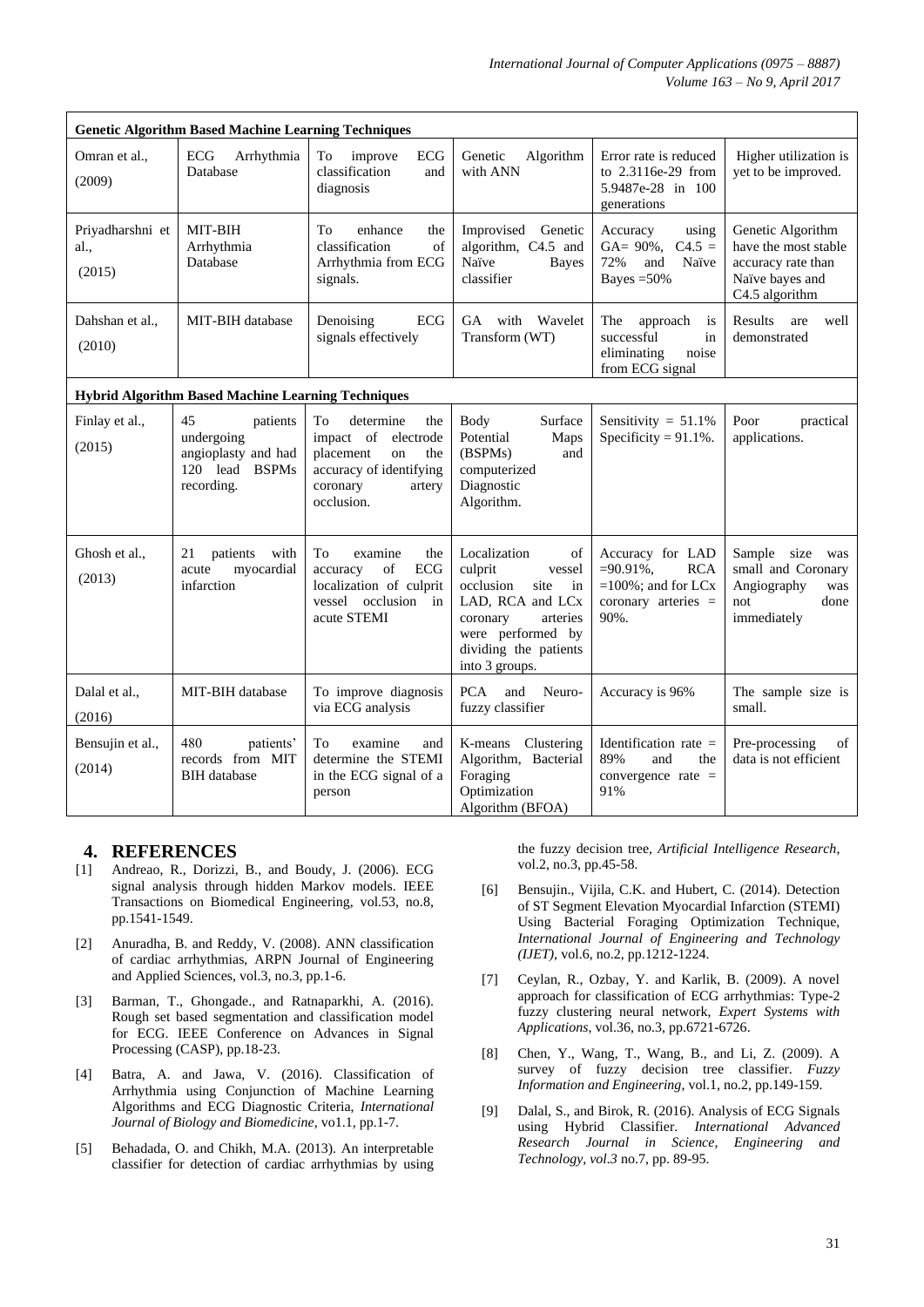| | | | | | |
|---|---|---|---|---|---|
| **Genetic Algorithm Based Machine Learning Techniques** | | | | | |
| Omran et al., (2009) | ECG Arrhythmia Database | To improve ECG classification and diagnosis | Genetic Algorithm with ANN | Error rate is reduced to 2.3116e-29 from 5.9487e-28 in 100 generations | Higher utilization is yet to be improved. |
| Priyadharshni et al., (2015) | MIT-BIH Arrhythmia Database | To enhance the classification of Arrhythmia from ECG signals. | Improvised Genetic algorithm, C4.5 and Naïve Bayes classifier | Accuracy using GA= 90%, C4.5 = 72% and Naïve Bayes =50% | Genetic Algorithm have the most stable accuracy rate than Naïve bayes and C4.5 algorithm |
| Dahshan et al., (2010) | MIT-BIH database | Denoising ECG signals effectively | GA with Wavelet Transform (WT) | The approach is successful in eliminating noise from ECG signal | Results are well demonstrated |
| **Hybrid Algorithm Based Machine Learning Techniques** | | | | | |
| Finlay et al., (2015) | 45 patients undergoing angioplasty and had 120 lead BSPMs recording. | To determine the impact of electrode placement on the accuracy of identifying coronary artery occlusion. | Body Surface Potential Maps (BSPMs) and computerized Diagnostic Algorithm. | Sensitivity = 51.1% Specificity = 91.1%. | Poor practical applications. |
| Ghosh et al., (2013) | 21 patients with acute myocardial infarction | To examine the accuracy of ECG localization of culprit vessel occlusion in acute STEMI | Localization of culprit vessel occlusion site in LAD, RCA and LCx coronary arteries were performed by dividing the patients into 3 groups. | Accuracy for LAD =90.91%, RCA =100%; and for LCx coronary arteries = 90%. | Sample size was small and Coronary Angiography was not done immediately |
| Dalal et al., (2016) | MIT-BIH database | To improve diagnosis via ECG analysis | PCA and Neuro-fuzzy classifier | Accuracy is 96% | The sample size is small. |
| Bensujin et al., (2014) | 480 patients' records from MIT BIH database | To examine and determine the STEMI in the ECG signal of a person | K-means Clustering Algorithm, Bacterial Foraging Optimization Algorithm (BFOA) | Identification rate = 89% and the convergence rate = 91% | Pre-processing of data is not efficient |

## 4. REFERENCES

[1] Andreao, R., Dorizzi, B., and Boudy, J. (2006). ECG signal analysis through hidden Markov models. IEEE Transactions on Biomedical Engineering, vol.53, no.8, pp.1541-1549.

[2] Anuradha, B. and Reddy, V. (2008). ANN classification of cardiac arrhythmias, ARPN Journal of Engineering and Applied Sciences, vol.3, no.3, pp.1-6.

[3] Barman, T., Ghongade., and Ratnaparkhi, A. (2016). Rough set based segmentation and classification model for ECG. IEEE Conference on Advances in Signal Processing (CASP), pp.18-23.

[4] Batra, A. and Jawa, V. (2016). Classification of Arrhythmia using Conjunction of Machine Learning Algorithms and ECG Diagnostic Criteria, *International Journal of Biology and Biomedicine*, vo1.1, pp.1-7.

[5] Behadada, O. and Chikh, M.A. (2013). An interpretable classifier for detection of cardiac arrhythmias by using the fuzzy decision tree, *Artificial Intelligence Research*, vol.2, no.3, pp.45-58.

[6] Bensujin., Vijila, C.K. and Hubert, C. (2014). Detection of ST Segment Elevation Myocardial Infarction (STEMI) Using Bacterial Foraging Optimization Technique, *International Journal of Engineering and Technology (IJET)*, vol.6, no.2, pp.1212-1224.

[7] Ceylan, R., Ozbay, Y. and Karlik, B. (2009). A novel approach for classification of ECG arrhythmias: Type-2 fuzzy clustering neural network, *Expert Systems with Applications*, vol.36, no.3, pp.6721-6726.

[8] Chen, Y., Wang, T., Wang, B., and Li, Z. (2009). A survey of fuzzy decision tree classifier. *Fuzzy Information and Engineering*, vol.1, no.2, pp.149-159.

[9] Dalal, S., and Birok, R. (2016). Analysis of ECG Signals using Hybrid Classifier. *International Advanced Research Journal in Science, Engineering and Technology, vol.3* no.7, pp. 89-95.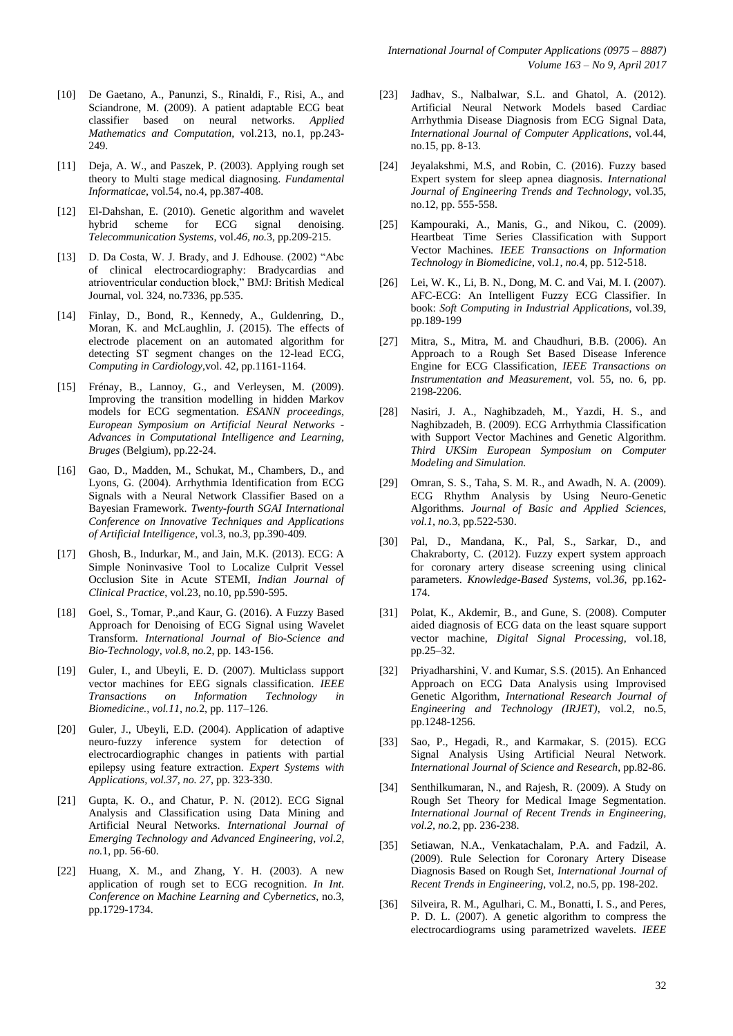[10] De Gaetano, A., Panunzi, S., Rinaldi, F., Risi, A., and Sciandrone, M. (2009). A patient adaptable ECG beat classifier based on neural networks. *Applied Mathematics and Computation*, vol.213, no.1, pp.243-249.

[11] Deja, A. W., and Paszek, P. (2003). Applying rough set theory to Multi stage medical diagnosing. *Fundamental Informaticae*, vol.54, no.4, pp.387-408.

[12] El-Dahshan, E. (2010). Genetic algorithm and wavelet hybrid scheme for ECG signal denoising. *Telecommunication Systems*, vol.*46, no.*3, pp.209-215.

[13] D. Da Costa, W. J. Brady, and J. Edhouse. (2002) "Abc of clinical electrocardiography: Bradycardias and atrioventricular conduction block," BMJ: British Medical Journal, vol. 324, no.7336, pp.535.

[14] Finlay, D., Bond, R., Kennedy, A., Guldenring, D., Moran, K. and McLaughlin, J. (2015). The effects of electrode placement on an automated algorithm for detecting ST segment changes on the 12-lead ECG, *Computing in Cardiology*,vol. 42, pp.1161-1164.

[15] Frénay, B., Lannoy, G., and Verleysen, M. (2009). Improving the transition modelling in hidden Markov models for ECG segmentation. *ESANN proceedings, European Symposium on Artificial Neural Networks - Advances in Computational Intelligence and Learning, Bruges* (Belgium), pp.22-24.

[16] Gao, D., Madden, M., Schukat, M., Chambers, D., and Lyons, G. (2004). Arrhythmia Identification from ECG Signals with a Neural Network Classifier Based on a Bayesian Framework. *Twenty-fourth SGAI International Conference on Innovative Techniques and Applications of Artificial Intelligence*, vol.3, no.3, pp.390-409.

[17] Ghosh, B., Indurkar, M., and Jain, M.K. (2013). ECG: A Simple Noninvasive Tool to Localize Culprit Vessel Occlusion Site in Acute STEMI, *Indian Journal of Clinical Practice*, vol.23, no.10, pp.590-595.

[18] Goel, S., Tomar, P.,and Kaur, G. (2016). A Fuzzy Based Approach for Denoising of ECG Signal using Wavelet Transform. *International Journal of Bio-Science and Bio-Technology, vol.8, no.*2, pp. 143-156.

[19] Guler, I., and Ubeyli, E. D. (2007). Multiclass support vector machines for EEG signals classification. *IEEE Transactions on Information Technology in Biomedicine., vol.11, no.*2, pp. 117–126.

[20] Guler, J., Ubeyli, E.D. (2004). Application of adaptive neuro-fuzzy inference system for detection of electrocardiographic changes in patients with partial epilepsy using feature extraction. *Expert Systems with Applications, vol.37, no. 27*, pp. 323-330.

[21] Gupta, K. O., and Chatur, P. N. (2012). ECG Signal Analysis and Classification using Data Mining and Artificial Neural Networks. *International Journal of Emerging Technology and Advanced Engineering, vol.2, no.*1, pp. 56-60.

[22] Huang, X. M., and Zhang, Y. H. (2003). A new application of rough set to ECG recognition. *In Int. Conference on Machine Learning and Cybernetics*, no.3, pp.1729-1734.

[23] Jadhav, S., Nalbalwar, S.L. and Ghatol, A. (2012). Artificial Neural Network Models based Cardiac Arrhythmia Disease Diagnosis from ECG Signal Data, *International Journal of Computer Applications*, vol.44, no.15, pp. 8-13.

[24] Jeyalakshmi, M.S, and Robin, C. (2016). Fuzzy based Expert system for sleep apnea diagnosis. *International Journal of Engineering Trends and Technology*, vol.35, no.12, pp. 555-558.

[25] Kampouraki, A., Manis, G., and Nikou, C. (2009). Heartbeat Time Series Classification with Support Vector Machines. *IEEE Transactions on Information Technology in Biomedicine*, vol.*1, no.*4, pp. 512-518.

[26] Lei, W. K., Li, B. N., Dong, M. C. and Vai, M. I. (2007). AFC-ECG: An Intelligent Fuzzy ECG Classifier. In book: *Soft Computing in Industrial Applications*, vol.39, pp.189-199

[27] Mitra, S., Mitra, M. and Chaudhuri, B.B. (2006). An Approach to a Rough Set Based Disease Inference Engine for ECG Classification, *IEEE Transactions on Instrumentation and Measurement*, vol. 55, no. 6, pp. 2198-2206.

[28] Nasiri, J. A., Naghibzadeh, M., Yazdi, H. S., and Naghibzadeh, B. (2009). ECG Arrhythmia Classification with Support Vector Machines and Genetic Algorithm. *Third UKSim European Symposium on Computer Modeling and Simulation.*

[29] Omran, S. S., Taha, S. M. R., and Awadh, N. A. (2009). ECG Rhythm Analysis by Using Neuro-Genetic Algorithms. *Journal of Basic and Applied Sciences, vol.1, no.*3, pp.522-530.

[30] Pal, D., Mandana, K., Pal, S., Sarkar, D., and Chakraborty, C. (2012). Fuzzy expert system approach for coronary artery disease screening using clinical parameters. *Knowledge-Based Systems*, vol.*36*, pp.162-174.

[31] Polat, K., Akdemir, B., and Gune, S. (2008). Computer aided diagnosis of ECG data on the least square support vector machine, *Digital Signal Processing*, vol.18, pp.25–32.

[32] Priyadharshini, V. and Kumar, S.S. (2015). An Enhanced Approach on ECG Data Analysis using Improvised Genetic Algorithm, *International Research Journal of Engineering and Technology (IRJET)*, vol.2, no.5, pp.1248-1256.

[33] Sao, P., Hegadi, R., and Karmakar, S. (2015). ECG Signal Analysis Using Artificial Neural Network. *International Journal of Science and Research*, pp.82-86.

[34] Senthilkumaran, N., and Rajesh, R. (2009). A Study on Rough Set Theory for Medical Image Segmentation. *International Journal of Recent Trends in Engineering, vol.2, no.*2, pp. 236-238.

[35] Setiawan, N.A., Venkatachalam, P.A. and Fadzil, A. (2009). Rule Selection for Coronary Artery Disease Diagnosis Based on Rough Set, *International Journal of Recent Trends in Engineering*, vol.2, no.5, pp. 198-202.

[36] Silveira, R. M., Agulhari, C. M., Bonatti, I. S., and Peres, P. D. L. (2007). A genetic algorithm to compress the electrocardiograms using parametrized wavelets. *IEEE*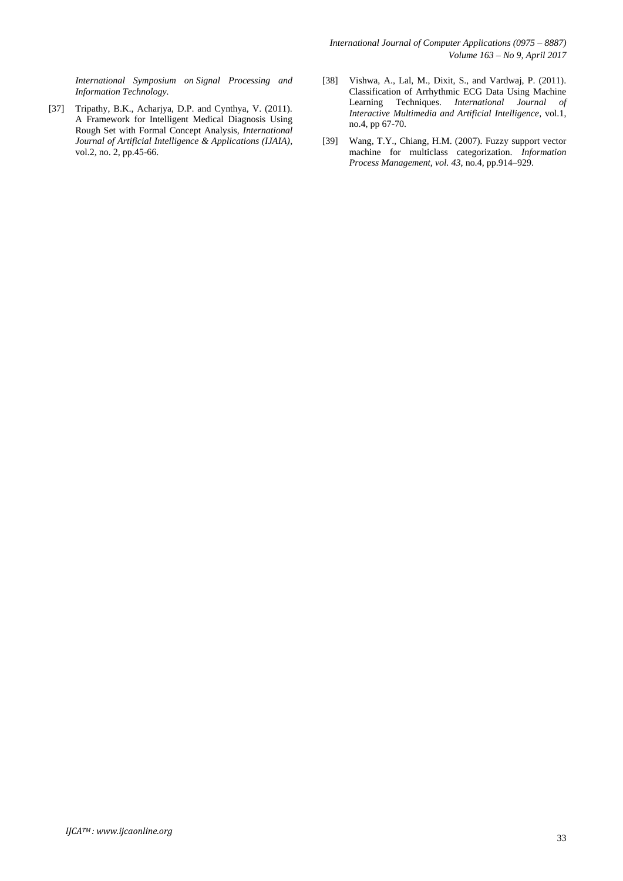*International Symposium on Signal Processing and Information Technology.*

[37] Tripathy, B.K., Acharjya, D.P. and Cynthya, V. (2011). A Framework for Intelligent Medical Diagnosis Using Rough Set with Formal Concept Analysis, *International Journal of Artificial Intelligence & Applications (IJAIA)*, vol.2, no. 2, pp.45-66.

[38] Vishwa, A., Lal, M., Dixit, S., and Vardwaj, P. (2011). Classification of Arrhythmic ECG Data Using Machine Learning Techniques. *International Journal of Interactive Multimedia and Artificial Intelligence*, vol.1, no.4, pp 67-70.

[39] Wang, T.Y., Chiang, H.M. (2007). Fuzzy support vector machine for multiclass categorization. *Information Process Management, vol. 43*, no.4, pp.914–929.